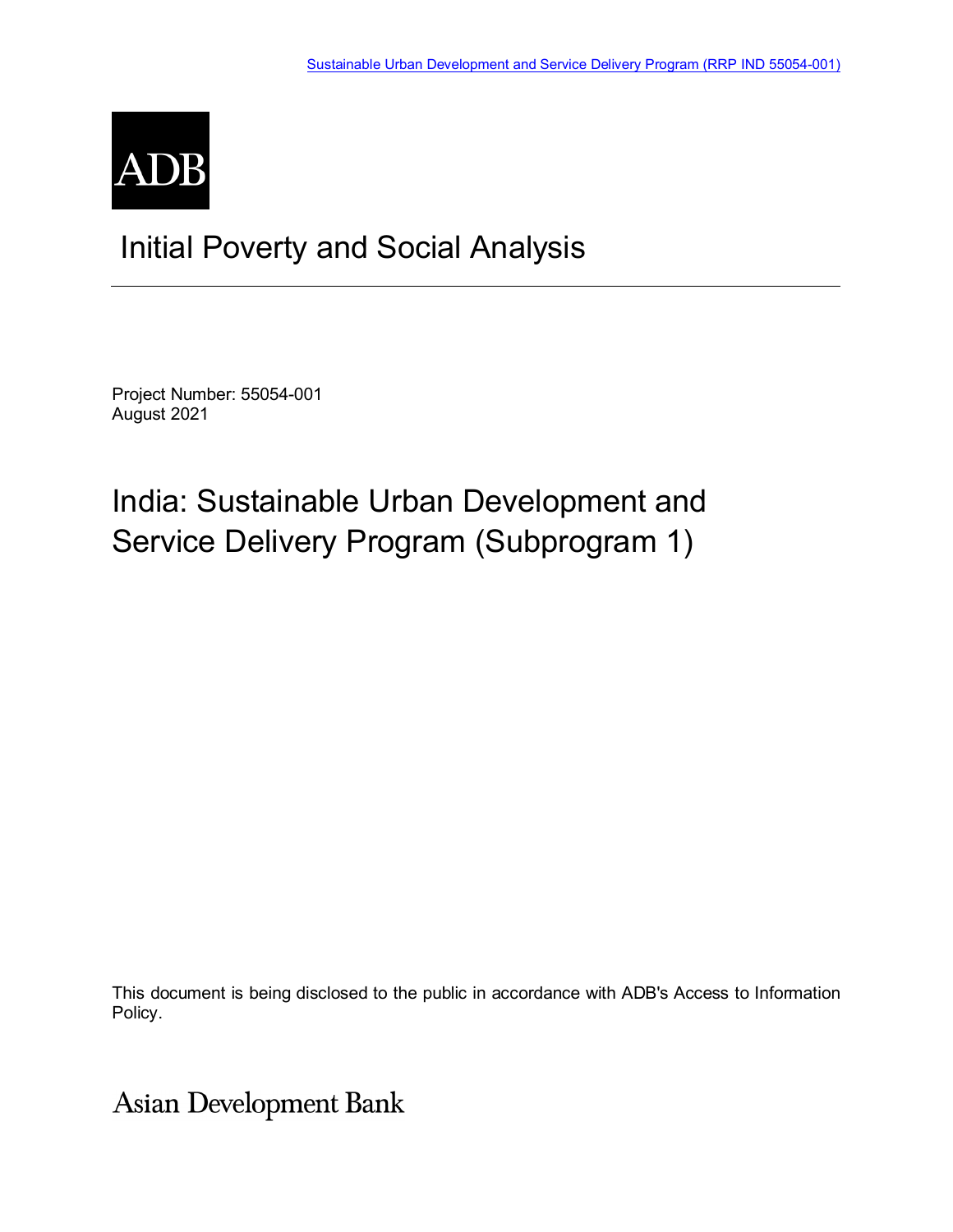Sustainable Urban Development and Service Delivery Program (RRP IND 55054-001)

ADB

# Initial Poverty and Social Analysis

Project Number: 55054-001
August 2021

# India: Sustainable Urban Development and Service Delivery Program (Subprogram 1)

This document is being disclosed to the public in accordance with ADB's Access to Information Policy.

Asian Development Bank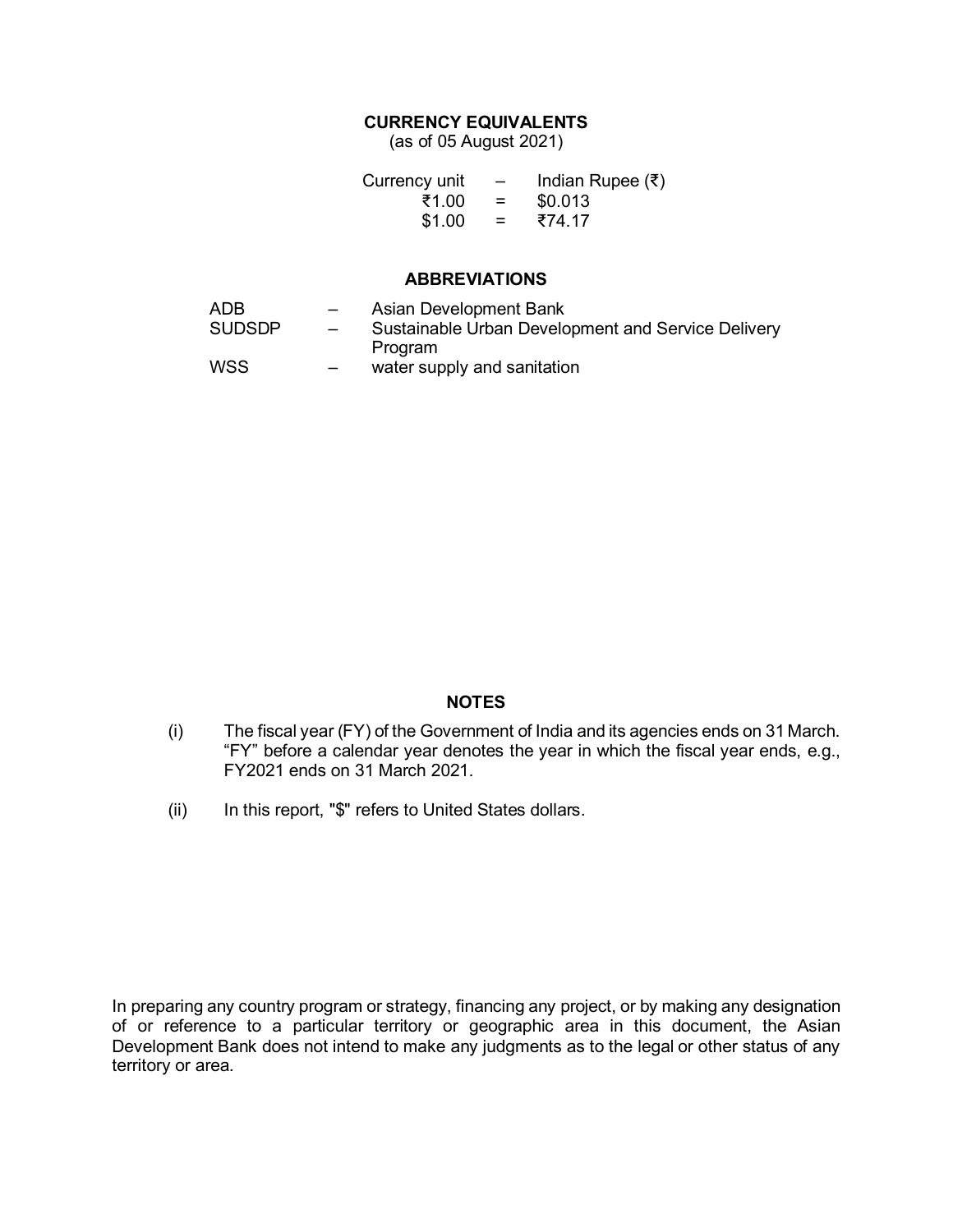## CURRENCY EQUIVALENTS
(as of 05 August 2021)

| | | |
|---|---|---|
| Currency unit | – | Indian Rupee (₹) |
| ₹1.00 | = | $0.013 |
| $1.00 | = | ₹74.17 |

## ABBREVIATIONS

| | | |
|---|---|---|
| ADB | – | Asian Development Bank |
| SUDSDP | – | Sustainable Urban Development and Service Delivery Program |
| WSS | – | water supply and sanitation |

## NOTES

(i) The fiscal year (FY) of the Government of India and its agencies ends on 31 March. "FY" before a calendar year denotes the year in which the fiscal year ends, e.g., FY2021 ends on 31 March 2021.

(ii) In this report, "$" refers to United States dollars.

In preparing any country program or strategy, financing any project, or by making any designation of or reference to a particular territory or geographic area in this document, the Asian Development Bank does not intend to make any judgments as to the legal or other status of any territory or area.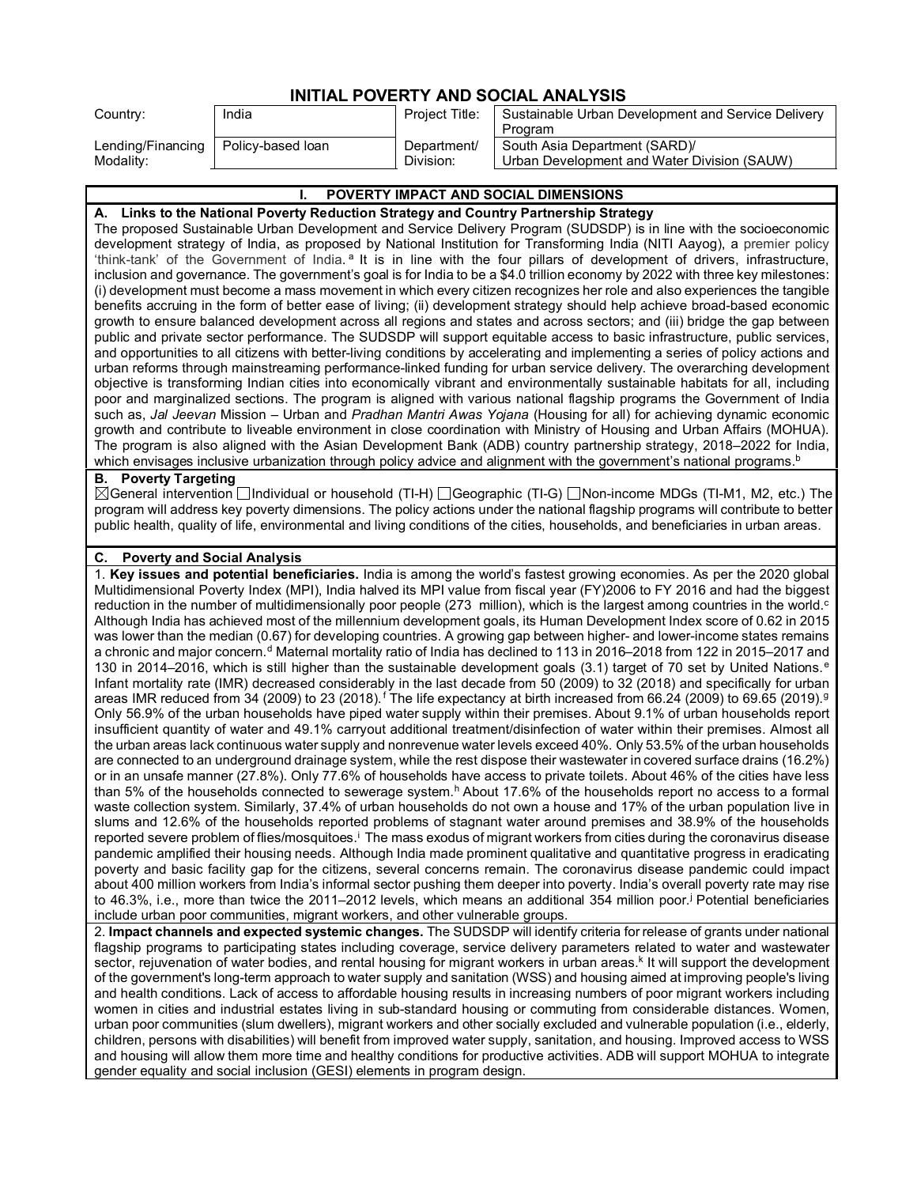# INITIAL POVERTY AND SOCIAL ANALYSIS

| Country: | India | Project Title: | Sustainable Urban Development and Service Delivery Program |
|---|---|---|---|
| Lending/Financing Modality: | Policy-based loan | Department/ Division: | South Asia Department (SARD)/ Urban Development and Water Division (SAUW) |

## I. POVERTY IMPACT AND SOCIAL DIMENSIONS

### A. Links to the National Poverty Reduction Strategy and Country Partnership Strategy

The proposed Sustainable Urban Development and Service Delivery Program (SUDSDP) is in line with the socioeconomic development strategy of India, as proposed by National Institution for Transforming India (NITI Aayog), a premier policy 'think-tank' of the Government of India.[a] It is in line with the four pillars of development of drivers, infrastructure, inclusion and governance. The government's goal is for India to be a $4.0 trillion economy by 2022 with three key milestones: (i) development must become a mass movement in which every citizen recognizes her role and also experiences the tangible benefits accruing in the form of better ease of living; (ii) development strategy should help achieve broad-based economic growth to ensure balanced development across all regions and states and across sectors; and (iii) bridge the gap between public and private sector performance. The SUDSDP will support equitable access to basic infrastructure, public services, and opportunities to all citizens with better-living conditions by accelerating and implementing a series of policy actions and urban reforms through mainstreaming performance-linked funding for urban service delivery. The overarching development objective is transforming Indian cities into economically vibrant and environmentally sustainable habitats for all, including poor and marginalized sections. The program is aligned with various national flagship programs the Government of India such as, *Jal Jeevan* Mission – Urban and *Pradhan Mantri Awas Yojana* (Housing for all) for achieving dynamic economic growth and contribute to liveable environment in close coordination with Ministry of Housing and Urban Affairs (MOHUA). The program is also aligned with the Asian Development Bank (ADB) country partnership strategy, 2018–2022 for India, which envisages inclusive urbanization through policy advice and alignment with the government's national programs.[b]

### B. Poverty Targeting

☒General intervention ☐Individual or household (TI-H) ☐Geographic (TI-G) ☐Non-income MDGs (TI-M1, M2, etc.) The program will address key poverty dimensions. The policy actions under the national flagship programs will contribute to better public health, quality of life, environmental and living conditions of the cities, households, and beneficiaries in urban areas.

### C. Poverty and Social Analysis

1. **Key issues and potential beneficiaries.** India is among the world's fastest growing economies. As per the 2020 global Multidimensional Poverty Index (MPI), India halved its MPI value from fiscal year (FY)2006 to FY 2016 and had the biggest reduction in the number of multidimensionally poor people (273 million), which is the largest among countries in the world.[c] Although India has achieved most of the millennium development goals, its Human Development Index score of 0.62 in 2015 was lower than the median (0.67) for developing countries. A growing gap between higher- and lower-income states remains a chronic and major concern.[d] Maternal mortality ratio of India has declined to 113 in 2016–2018 from 122 in 2015–2017 and 130 in 2014–2016, which is still higher than the sustainable development goals (3.1) target of 70 set by United Nations.[e] Infant mortality rate (IMR) decreased considerably in the last decade from 50 (2009) to 32 (2018) and specifically for urban areas IMR reduced from 34 (2009) to 23 (2018).[f] The life expectancy at birth increased from 66.24 (2009) to 69.65 (2019).[g] Only 56.9% of the urban households have piped water supply within their premises. About 9.1% of urban households report insufficient quantity of water and 49.1% carryout additional treatment/disinfection of water within their premises. Almost all the urban areas lack continuous water supply and nonrevenue water levels exceed 40%. Only 53.5% of the urban households are connected to an underground drainage system, while the rest dispose their wastewater in covered surface drains (16.2%) or in an unsafe manner (27.8%). Only 77.6% of households have access to private toilets. About 46% of the cities have less than 5% of the households connected to sewerage system.[h] About 17.6% of the households report no access to a formal waste collection system. Similarly, 37.4% of urban households do not own a house and 17% of the urban population live in slums and 12.6% of the households reported problems of stagnant water around premises and 38.9% of the households reported severe problem of flies/mosquitoes.[i] The mass exodus of migrant workers from cities during the coronavirus disease pandemic amplified their housing needs. Although India made prominent qualitative and quantitative progress in eradicating poverty and basic facility gap for the citizens, several concerns remain. The coronavirus disease pandemic could impact about 400 million workers from India's informal sector pushing them deeper into poverty. India's overall poverty rate may rise to 46.3%, i.e., more than twice the 2011–2012 levels, which means an additional 354 million poor.[j] Potential beneficiaries include urban poor communities, migrant workers, and other vulnerable groups.

2. **Impact channels and expected systemic changes.** The SUDSDP will identify criteria for release of grants under national flagship programs to participating states including coverage, service delivery parameters related to water and wastewater sector, rejuvenation of water bodies, and rental housing for migrant workers in urban areas.[k] It will support the development of the government's long-term approach to water supply and sanitation (WSS) and housing aimed at improving people's living and health conditions. Lack of access to affordable housing results in increasing numbers of poor migrant workers including women in cities and industrial estates living in sub-standard housing or commuting from considerable distances. Women, urban poor communities (slum dwellers), migrant workers and other socially excluded and vulnerable population (i.e., elderly, children, persons with disabilities) will benefit from improved water supply, sanitation, and housing. Improved access to WSS and housing will allow them more time and healthy conditions for productive activities. ADB will support MOHUA to integrate gender equality and social inclusion (GESI) elements in program design.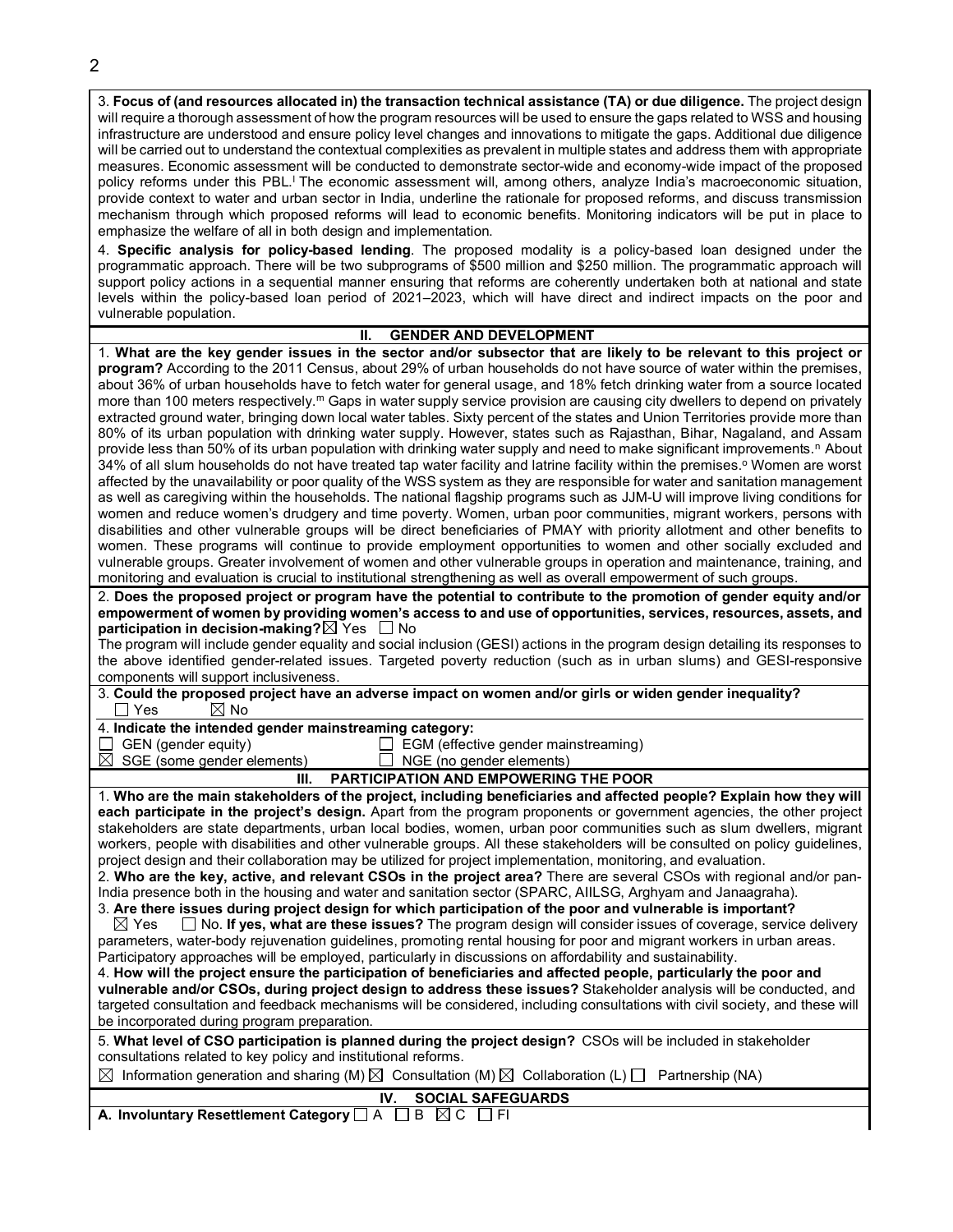3. **Focus of (and resources allocated in) the transaction technical assistance (TA) or due diligence.** The project design will require a thorough assessment of how the program resources will be used to ensure the gaps related to WSS and housing infrastructure are understood and ensure policy level changes and innovations to mitigate the gaps. Additional due diligence will be carried out to understand the contextual complexities as prevalent in multiple states and address them with appropriate measures. Economic assessment will be conducted to demonstrate sector-wide and economy-wide impact of the proposed policy reforms under this PBL.[l] The economic assessment will, among others, analyze India's macroeconomic situation, provide context to water and urban sector in India, underline the rationale for proposed reforms, and discuss transmission mechanism through which proposed reforms will lead to economic benefits. Monitoring indicators will be put in place to emphasize the welfare of all in both design and implementation.

4. **Specific analysis for policy-based lending**. The proposed modality is a policy-based loan designed under the programmatic approach. There will be two subprograms of $500 million and $250 million. The programmatic approach will support policy actions in a sequential manner ensuring that reforms are coherently undertaken both at national and state levels within the policy-based loan period of 2021–2023, which will have direct and indirect impacts on the poor and vulnerable population.

## II. GENDER AND DEVELOPMENT

1. **What are the key gender issues in the sector and/or subsector that are likely to be relevant to this project or program?** According to the 2011 Census, about 29% of urban households do not have source of water within the premises, about 36% of urban households have to fetch water for general usage, and 18% fetch drinking water from a source located more than 100 meters respectively.[m] Gaps in water supply service provision are causing city dwellers to depend on privately extracted ground water, bringing down local water tables. Sixty percent of the states and Union Territories provide more than 80% of its urban population with drinking water supply. However, states such as Rajasthan, Bihar, Nagaland, and Assam provide less than 50% of its urban population with drinking water supply and need to make significant improvements.[n] About 34% of all slum households do not have treated tap water facility and latrine facility within the premises.[o] Women are worst affected by the unavailability or poor quality of the WSS system as they are responsible for water and sanitation management as well as caregiving within the households. The national flagship programs such as JJM-U will improve living conditions for women and reduce women's drudgery and time poverty. Women, urban poor communities, migrant workers, persons with disabilities and other vulnerable groups will be direct beneficiaries of PMAY with priority allotment and other benefits to women. These programs will continue to provide employment opportunities to women and other socially excluded and vulnerable groups. Greater involvement of women and other vulnerable groups in operation and maintenance, training, and monitoring and evaluation is crucial to institutional strengthening as well as overall empowerment of such groups.

2. **Does the proposed project or program have the potential to contribute to the promotion of gender equity and/or empowerment of women by providing women's access to and use of opportunities, services, resources, assets, and participation in decision-making?** ☒ Yes ☐ No

The program will include gender equality and social inclusion (GESI) actions in the program design detailing its responses to the above identified gender-related issues. Targeted poverty reduction (such as in urban slums) and GESI-responsive components will support inclusiveness.

3. **Could the proposed project have an adverse impact on women and/or girls or widen gender inequality?**
☐ Yes ☒ No

4. **Indicate the intended gender mainstreaming category:**
☐ GEN (gender equity) ☐ EGM (effective gender mainstreaming)
☒ SGE (some gender elements) ☐ NGE (no gender elements)

## III. PARTICIPATION AND EMPOWERING THE POOR

1. **Who are the main stakeholders of the project, including beneficiaries and affected people? Explain how they will each participate in the project's design.** Apart from the program proponents or government agencies, the other project stakeholders are state departments, urban local bodies, women, urban poor communities such as slum dwellers, migrant workers, people with disabilities and other vulnerable groups. All these stakeholders will be consulted on policy guidelines, project design and their collaboration may be utilized for project implementation, monitoring, and evaluation.

2. **Who are the key, active, and relevant CSOs in the project area?** There are several CSOs with regional and/or pan-India presence both in the housing and water and sanitation sector (SPARC, AIILSG, Arghyam and Janaagraha).

3. **Are there issues during project design for which participation of the poor and vulnerable is important?**
☒ Yes ☐ No. **If yes, what are these issues?** The program design will consider issues of coverage, service delivery parameters, water-body rejuvenation guidelines, promoting rental housing for poor and migrant workers in urban areas. Participatory approaches will be employed, particularly in discussions on affordability and sustainability.

4. **How will the project ensure the participation of beneficiaries and affected people, particularly the poor and vulnerable and/or CSOs, during project design to address these issues?** Stakeholder analysis will be conducted, and targeted consultation and feedback mechanisms will be considered, including consultations with civil society, and these will be incorporated during program preparation.

5. **What level of CSO participation is planned during the project design?** CSOs will be included in stakeholder consultations related to key policy and institutional reforms.

☒ Information generation and sharing (M) ☒ Consultation (M) ☒ Collaboration (L) ☐ Partnership (NA)

## IV. SOCIAL SAFEGUARDS

**A. Involuntary Resettlement Category** ☐ A ☐ B ☒ C ☐ FI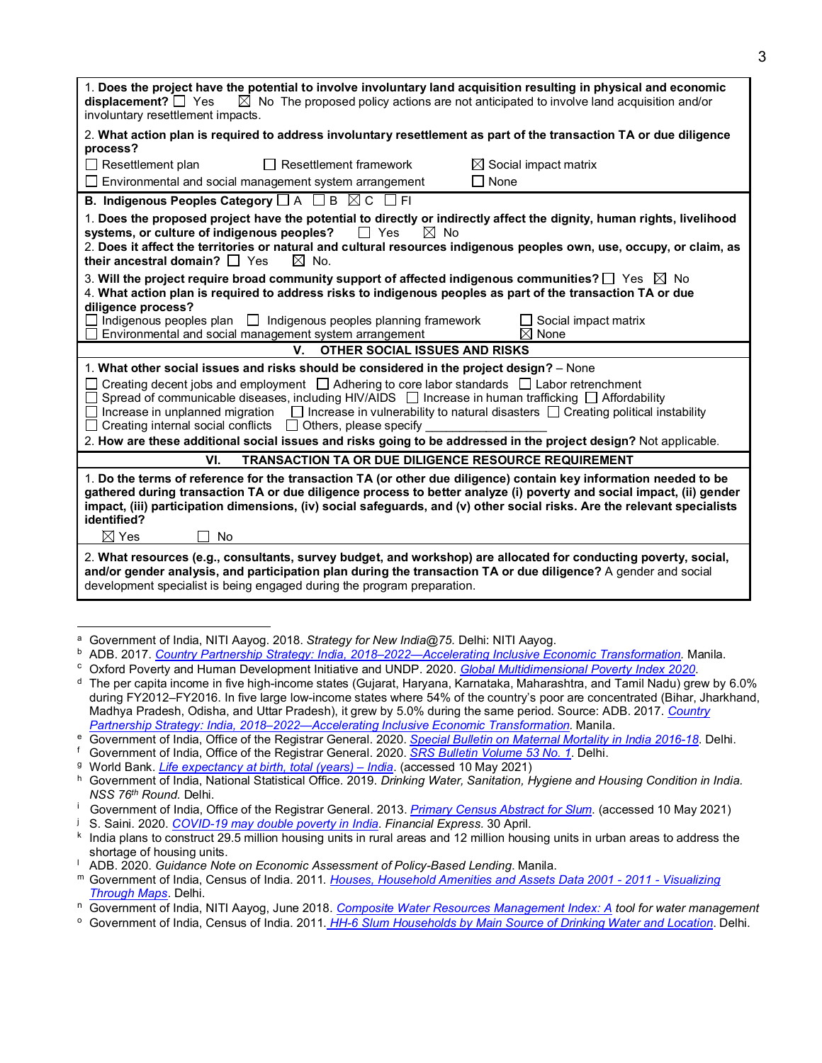1. **Does the project have the potential to involve involuntary land acquisition resulting in physical and economic displacement?** ☐ Yes ☒ No The proposed policy actions are not anticipated to involve land acquisition and/or involuntary resettlement impacts.

2. **What action plan is required to address involuntary resettlement as part of the transaction TA or due diligence process?**
☐ Resettlement plan ☐ Resettlement framework ☒ Social impact matrix
☐ Environmental and social management system arrangement ☐ None

**B. Indigenous Peoples Category** ☐ A ☐ B ☒ C ☐ FI

1. **Does the proposed project have the potential to directly or indirectly affect the dignity, human rights, livelihood systems, or culture of indigenous peoples?** ☐ Yes ☒ No
2. **Does it affect the territories or natural and cultural resources indigenous peoples own, use, occupy, or claim, as their ancestral domain?** ☐ Yes ☒ No.
3. **Will the project require broad community support of affected indigenous communities?** ☐ Yes ☒ No
4. **What action plan is required to address risks to indigenous peoples as part of the transaction TA or due diligence process?**
☐ Indigenous peoples plan ☐ Indigenous peoples planning framework ☐ Social impact matrix
☐ Environmental and social management system arrangement ☒ None

## V. OTHER SOCIAL ISSUES AND RISKS

1. **What other social issues and risks should be considered in the project design?** – None
☐ Creating decent jobs and employment ☐ Adhering to core labor standards ☐ Labor retrenchment
☐ Spread of communicable diseases, including HIV/AIDS ☐ Increase in human trafficking ☐ Affordability
☐ Increase in unplanned migration ☐ Increase in vulnerability to natural disasters ☐ Creating political instability
☐ Creating internal social conflicts ☐ Others, please specify _______________
2. **How are these additional social issues and risks going to be addressed in the project design?** Not applicable.

## VI. TRANSACTION TA OR DUE DILIGENCE RESOURCE REQUIREMENT

1. **Do the terms of reference for the transaction TA (or other due diligence) contain key information needed to be gathered during transaction TA or due diligence process to better analyze (i) poverty and social impact, (ii) gender impact, (iii) participation dimensions, (iv) social safeguards, and (v) other social risks. Are the relevant specialists identified?**
☒ Yes ☐ No

2. **What resources (e.g., consultants, survey budget, and workshop) are allocated for conducting poverty, social, and/or gender analysis, and participation plan during the transaction TA or due diligence?** A gender and social development specialist is being engaged during the program preparation.

---

[a] Government of India, NITI Aayog. 2018. *Strategy for New India@75.* Delhi: NITI Aayog.
[b] ADB. 2017. *Country Partnership Strategy: India, 2018–2022—Accelerating Inclusive Economic Transformation.* Manila.
[c] Oxford Poverty and Human Development Initiative and UNDP. 2020. *Global Multidimensional Poverty Index 2020.*
[d] The per capita income in five high-income states (Gujarat, Haryana, Karnataka, Maharashtra, and Tamil Nadu) grew by 6.0% during FY2012–FY2016. In five large low-income states where 54% of the country's poor are concentrated (Bihar, Jharkhand, Madhya Pradesh, Odisha, and Uttar Pradesh), it grew by 5.0% during the same period. Source: ADB. 2017. *Country Partnership Strategy: India, 2018–2022—Accelerating Inclusive Economic Transformation.* Manila.
[e] Government of India, Office of the Registrar General. 2020. *Special Bulletin on Maternal Mortality in India 2016-18.* Delhi.
[f] Government of India, Office of the Registrar General. 2020. *SRS Bulletin Volume 53 No. 1.* Delhi.
[g] World Bank. *Life expectancy at birth, total (years) – India.* (accessed 10 May 2021)
[h] Government of India, National Statistical Office. 2019. *Drinking Water, Sanitation, Hygiene and Housing Condition in India. NSS 76th Round.* Delhi.
[i] Government of India, Office of the Registrar General. 2013. *Primary Census Abstract for Slum.* (accessed 10 May 2021)
[j] S. Saini. 2020. *COVID-19 may double poverty in India. Financial Express.* 30 April.
[k] India plans to construct 29.5 million housing units in rural areas and 12 million housing units in urban areas to address the shortage of housing units.
[l] ADB. 2020. *Guidance Note on Economic Assessment of Policy-Based Lending.* Manila.
[m] Government of India, Census of India. 2011. *Houses, Household Amenities and Assets Data 2001 - 2011 - Visualizing Through Maps.* Delhi.
[n] Government of India, NITI Aayog, June 2018. *Composite Water Resources Management Index: A tool for water management*
[o] Government of India, Census of India. 2011. *HH-6 Slum Households by Main Source of Drinking Water and Location.* Delhi.